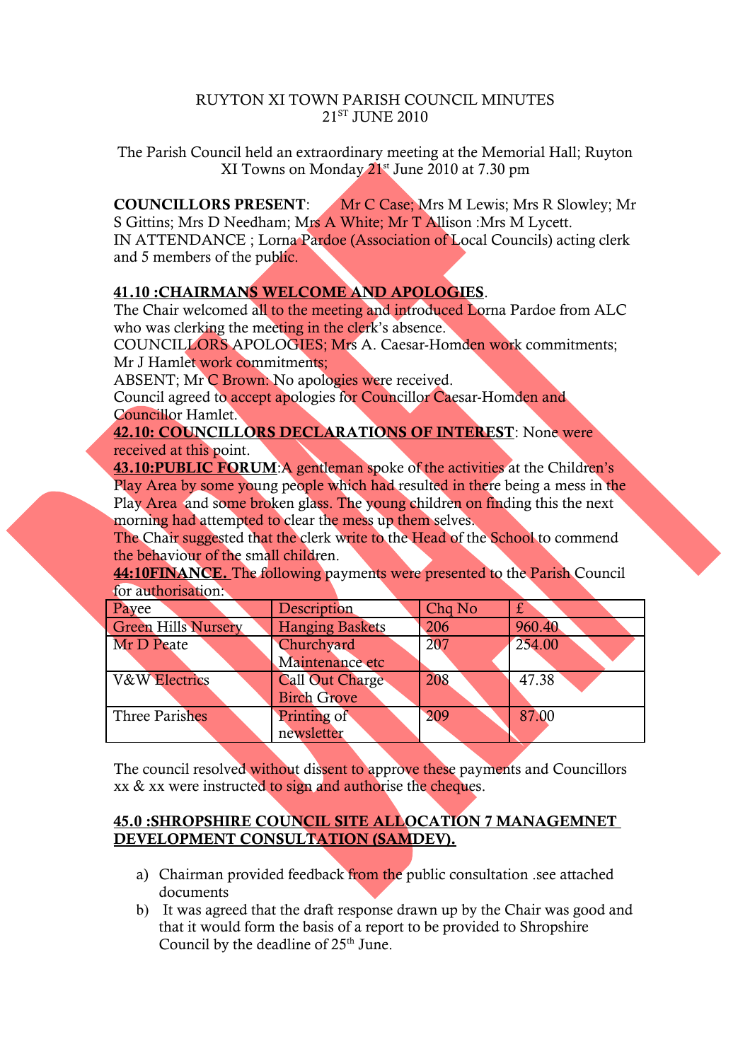RUYTON XI TOWN PARISH COUNCIL MINUTES
21ST JUNE 2010

The Parish Council held an extraordinary meeting at the Memorial Hall; Ruyton XI Towns on Monday 21st June 2010 at 7.30 pm

**COUNCILLORS PRESENT**: Mr C Case; Mrs M Lewis; Mrs R Slowley; Mr S Gittins; Mrs D Needham; Mrs A White; Mr T Allison :Mrs M Lycett.
IN ATTENDANCE ; Lorna Pardoe (Association of Local Councils) acting clerk and 5 members of the public.

**41.10 :CHAIRMANS WELCOME AND APOLOGIES**.
The Chair welcomed all to the meeting and introduced Lorna Pardoe from ALC who was clerking the meeting in the clerk's absence.
COUNCILLORS APOLOGIES; Mrs A. Caesar-Homden work commitments; Mr J Hamlet work commitments;
ABSENT; Mr C Brown: No apologies were received.
Council agreed to accept apologies for Councillor Caesar-Homden and Councillor Hamlet.

**42.10: COUNCILLORS DECLARATIONS OF INTEREST**: None were received at this point.

**43.10:PUBLIC FORUM**:A gentleman spoke of the activities at the Children's Play Area by some young people which had resulted in there being a mess in the Play Area and some broken glass. The young children on finding this the next morning had attempted to clear the mess up them selves.
The Chair suggested that the clerk write to the Head of the School to commend the behaviour of the small children.

**44:10FINANCE.** The following payments were presented to the Parish Council for authorisation:

| Payee | Description | Chq No | £ |
|---|---|---|---|
| Green Hills Nursery | Hanging Baskets | 206 | 960.40 |
| Mr D Peate | Churchyard Maintenance etc | 207 | 254.00 |
| V&W Electrics | Call Out Charge Birch Grove | 208 | 47.38 |
| Three Parishes | Printing of newsletter | 209 | 87.00 |

The council resolved without dissent to approve these payments and Councillors xx & xx were instructed to sign and authorise the cheques.

**45.0 :SHROPSHIRE COUNCIL SITE ALLOCATION 7 MANAGEMNET DEVELOPMENT CONSULTATION (SAMDEV).**

a) Chairman provided feedback from the public consultation .see attached documents
b) It was agreed that the draft response drawn up by the Chair was good and that it would form the basis of a report to be provided to Shropshire Council by the deadline of 25th June.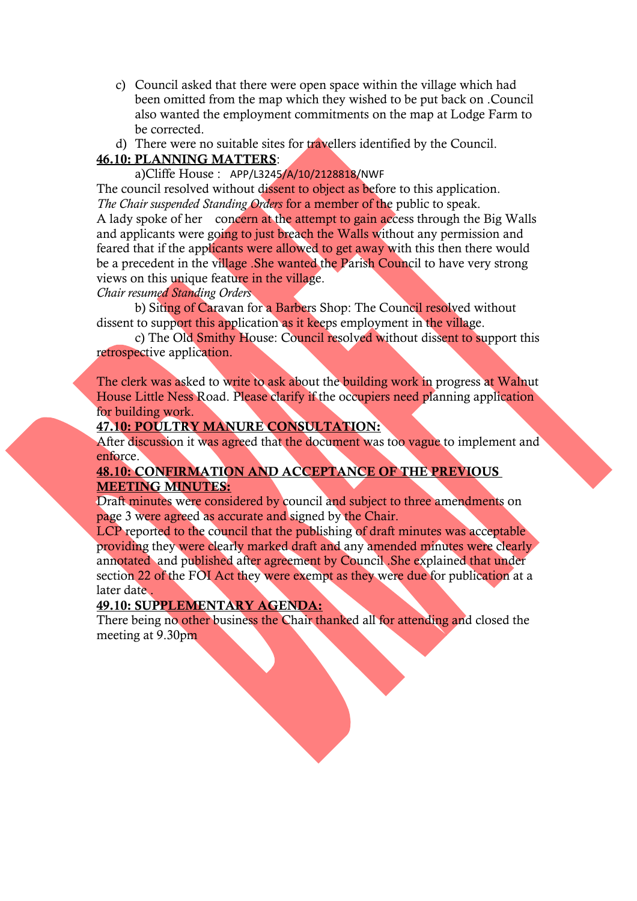c) Council asked that there were open space within the village which had been omitted from the map which they wished to be put back on .Council also wanted the employment commitments on the map at Lodge Farm to be corrected.

d) There were no suitable sites for travellers identified by the Council.

**46.10: PLANNING MATTERS**:

a)Cliffe House : APP/L3245/A/10/2128818/NWF

The council resolved without dissent to object as before to this application.

*The Chair suspended Standing Orders* for a member of the public to speak.

A lady spoke of her concern at the attempt to gain access through the Big Walls and applicants were going to just breach the Walls without any permission and feared that if the applicants were allowed to get away with this then there would be a precedent in the village .She wanted the Parish Council to have very strong views on this unique feature in the village.

*Chair resumed Standing Orders*

b) Siting of Caravan for a Barbers Shop: The Council resolved without dissent to support this application as it keeps employment in the village.

c) The Old Smithy House: Council resolved without dissent to support this retrospective application.

The clerk was asked to write to ask about the building work in progress at Walnut House Little Ness Road. Please clarify if the occupiers need planning application for building work.

**47.10: POULTRY MANURE CONSULTATION:**

After discussion it was agreed that the document was too vague to implement and enforce.

**48.10: CONFIRMATION AND ACCEPTANCE OF THE PREVIOUS MEETING MINUTES:**

Draft minutes were considered by council and subject to three amendments on page 3 were agreed as accurate and signed by the Chair.

LCP reported to the council that the publishing of draft minutes was acceptable providing they were clearly marked draft and any amended minutes were clearly annotated and published after agreement by Council .She explained that under section 22 of the FOI Act they were exempt as they were due for publication at a later date .

**49.10: SUPPLEMENTARY AGENDA:**

There being no other business the Chair thanked all for attending and closed the meeting at 9.30pm